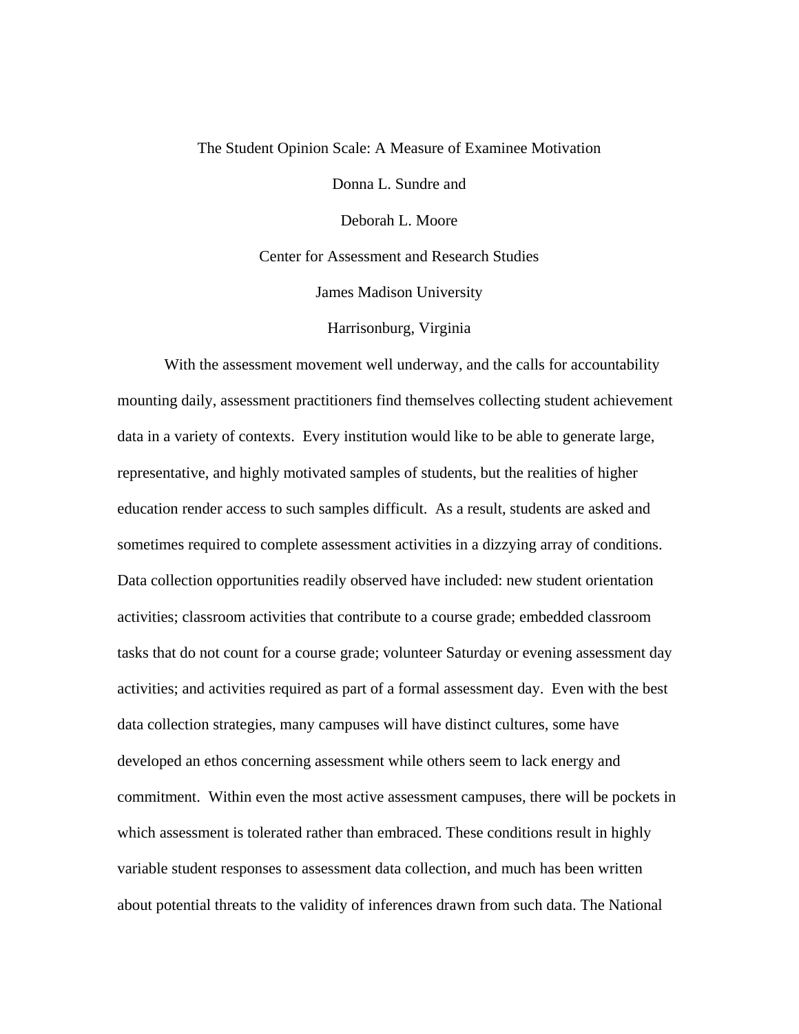# The Student Opinion Scale: A Measure of Examinee Motivation

Donna L. Sundre and

Deborah L. Moore

Center for Assessment and Research Studies

James Madison University

Harrisonburg, Virginia

With the assessment movement well underway, and the calls for accountability mounting daily, assessment practitioners find themselves collecting student achievement data in a variety of contexts. Every institution would like to be able to generate large, representative, and highly motivated samples of students, but the realities of higher education render access to such samples difficult. As a result, students are asked and sometimes required to complete assessment activities in a dizzying array of conditions. Data collection opportunities readily observed have included: new student orientation activities; classroom activities that contribute to a course grade; embedded classroom tasks that do not count for a course grade; volunteer Saturday or evening assessment day activities; and activities required as part of a formal assessment day. Even with the best data collection strategies, many campuses will have distinct cultures, some have developed an ethos concerning assessment while others seem to lack energy and commitment. Within even the most active assessment campuses, there will be pockets in which assessment is tolerated rather than embraced. These conditions result in highly variable student responses to assessment data collection, and much has been written about potential threats to the validity of inferences drawn from such data. The National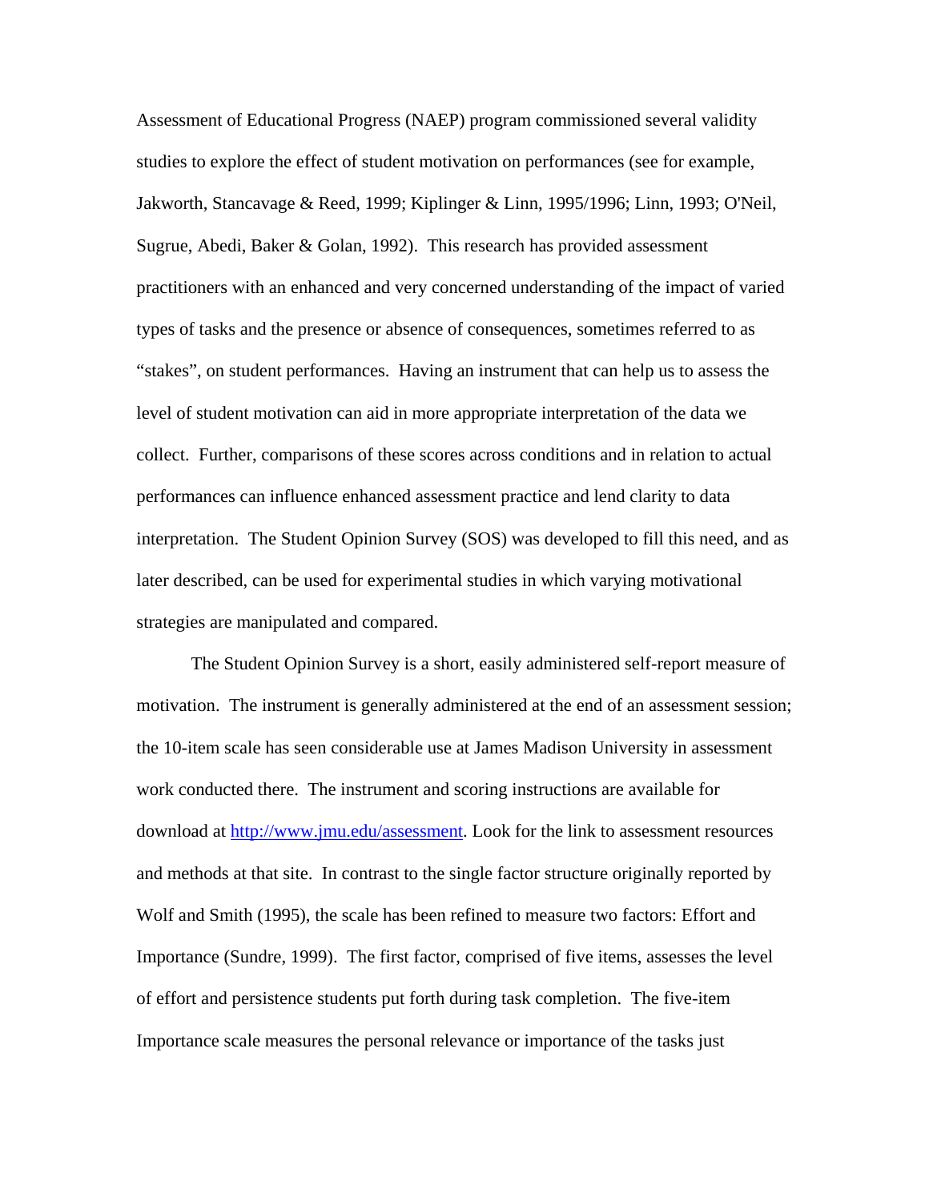Assessment of Educational Progress (NAEP) program commissioned several validity studies to explore the effect of student motivation on performances (see for example, Jakworth, Stancavage & Reed, 1999; Kiplinger & Linn, 1995/1996; Linn, 1993; O'Neil, Sugrue, Abedi, Baker & Golan, 1992). This research has provided assessment practitioners with an enhanced and very concerned understanding of the impact of varied types of tasks and the presence or absence of consequences, sometimes referred to as "stakes", on student performances. Having an instrument that can help us to assess the level of student motivation can aid in more appropriate interpretation of the data we collect. Further, comparisons of these scores across conditions and in relation to actual performances can influence enhanced assessment practice and lend clarity to data interpretation. The Student Opinion Survey (SOS) was developed to fill this need, and as later described, can be used for experimental studies in which varying motivational strategies are manipulated and compared.

The Student Opinion Survey is a short, easily administered self-report measure of motivation. The instrument is generally administered at the end of an assessment session; the 10-item scale has seen considerable use at James Madison University in assessment work conducted there. The instrument and scoring instructions are available for download at [http://www.jmu.edu/assessment](http://www.jmu.edu/assessment). Look for the link to assessment resources and methods at that site. In contrast to the single factor structure originally reported by Wolf and Smith (1995), the scale has been refined to measure two factors: Effort and Importance (Sundre, 1999). The first factor, comprised of five items, assesses the level of effort and persistence students put forth during task completion. The five-item Importance scale measures the personal relevance or importance of the tasks just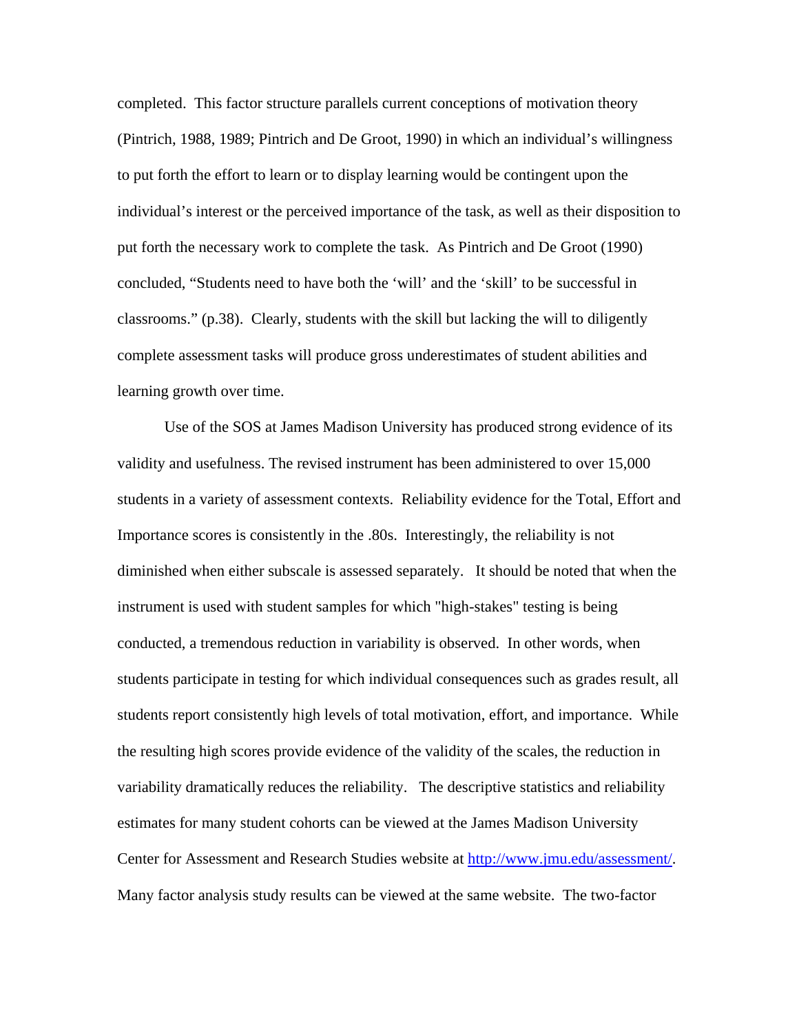completed. This factor structure parallels current conceptions of motivation theory (Pintrich, 1988, 1989; Pintrich and De Groot, 1990) in which an individual's willingness to put forth the effort to learn or to display learning would be contingent upon the individual's interest or the perceived importance of the task, as well as their disposition to put forth the necessary work to complete the task. As Pintrich and De Groot (1990) concluded, "Students need to have both the 'will' and the 'skill' to be successful in classrooms." (p.38). Clearly, students with the skill but lacking the will to diligently complete assessment tasks will produce gross underestimates of student abilities and learning growth over time.

Use of the SOS at James Madison University has produced strong evidence of its validity and usefulness. The revised instrument has been administered to over 15,000 students in a variety of assessment contexts. Reliability evidence for the Total, Effort and Importance scores is consistently in the .80s. Interestingly, the reliability is not diminished when either subscale is assessed separately. It should be noted that when the instrument is used with student samples for which "high-stakes" testing is being conducted, a tremendous reduction in variability is observed. In other words, when students participate in testing for which individual consequences such as grades result, all students report consistently high levels of total motivation, effort, and importance. While the resulting high scores provide evidence of the validity of the scales, the reduction in variability dramatically reduces the reliability. The descriptive statistics and reliability estimates for many student cohorts can be viewed at the James Madison University Center for Assessment and Research Studies website at http://www.jmu.edu/assessment/. Many factor analysis study results can be viewed at the same website. The two-factor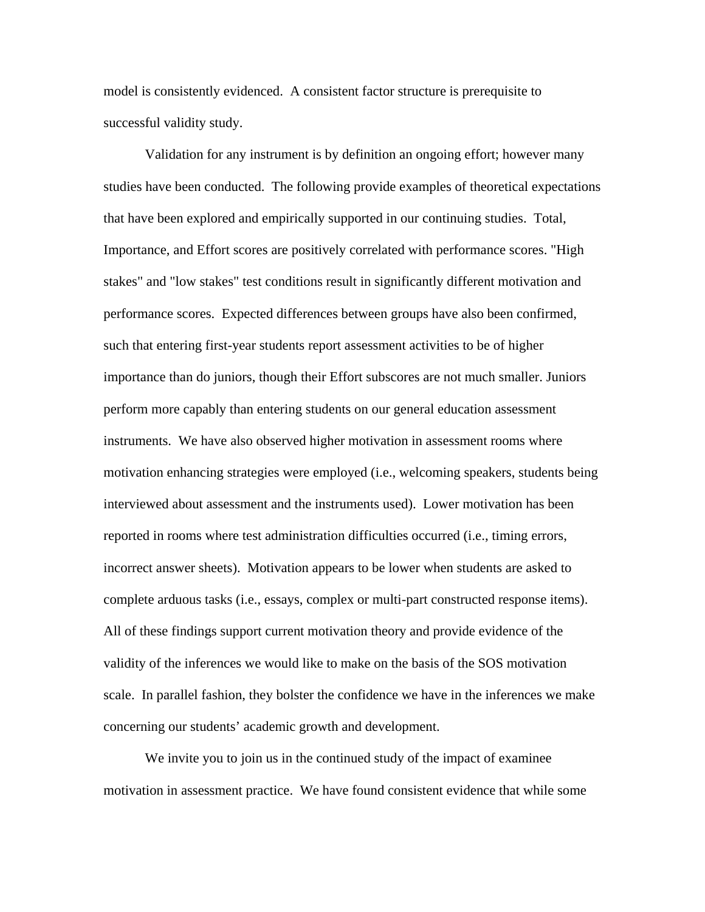model is consistently evidenced. A consistent factor structure is prerequisite to successful validity study.

Validation for any instrument is by definition an ongoing effort; however many studies have been conducted. The following provide examples of theoretical expectations that have been explored and empirically supported in our continuing studies. Total, Importance, and Effort scores are positively correlated with performance scores. "High stakes" and "low stakes" test conditions result in significantly different motivation and performance scores. Expected differences between groups have also been confirmed, such that entering first-year students report assessment activities to be of higher importance than do juniors, though their Effort subscores are not much smaller. Juniors perform more capably than entering students on our general education assessment instruments. We have also observed higher motivation in assessment rooms where motivation enhancing strategies were employed (i.e., welcoming speakers, students being interviewed about assessment and the instruments used). Lower motivation has been reported in rooms where test administration difficulties occurred (i.e., timing errors, incorrect answer sheets). Motivation appears to be lower when students are asked to complete arduous tasks (i.e., essays, complex or multi-part constructed response items). All of these findings support current motivation theory and provide evidence of the validity of the inferences we would like to make on the basis of the SOS motivation scale. In parallel fashion, they bolster the confidence we have in the inferences we make concerning our students' academic growth and development.

We invite you to join us in the continued study of the impact of examinee motivation in assessment practice. We have found consistent evidence that while some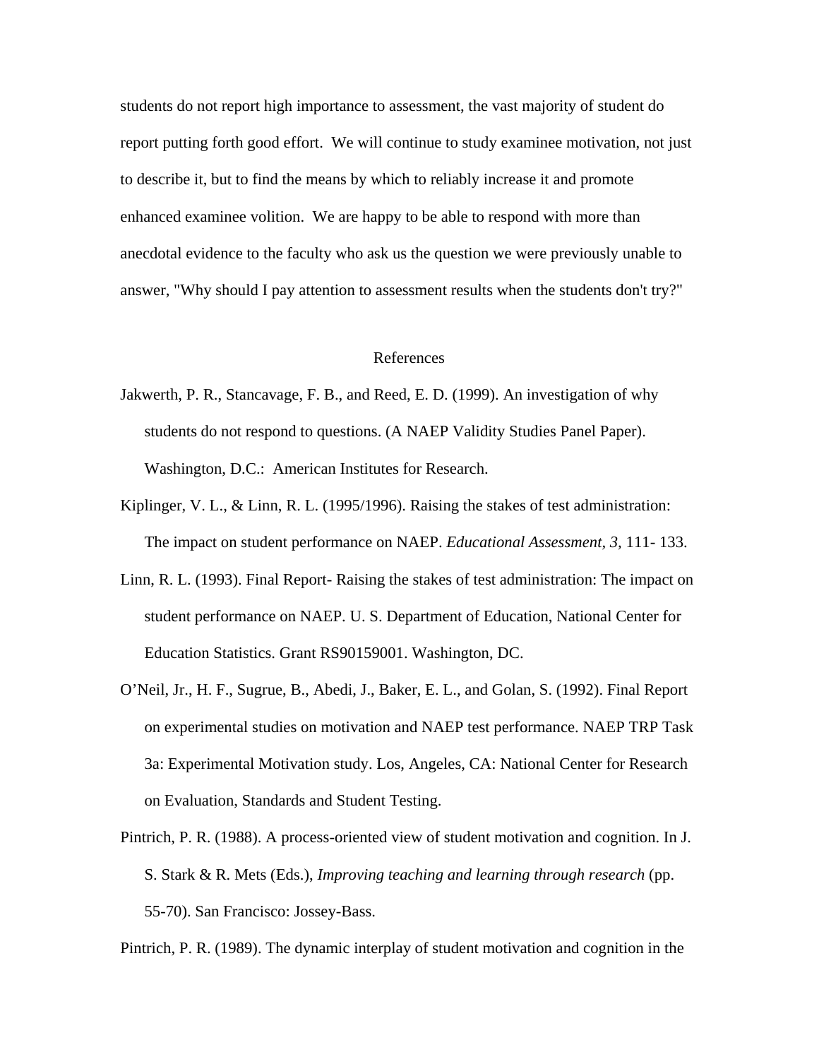students do not report high importance to assessment, the vast majority of student do report putting forth good effort. We will continue to study examinee motivation, not just to describe it, but to find the means by which to reliably increase it and promote enhanced examinee volition. We are happy to be able to respond with more than anecdotal evidence to the faculty who ask us the question we were previously unable to answer, "Why should I pay attention to assessment results when the students don't try?"

## References

Jakwerth, P. R., Stancavage, F. B., and Reed, E. D. (1999). An investigation of why students do not respond to questions. (A NAEP Validity Studies Panel Paper). Washington, D.C.: American Institutes for Research.

Kiplinger, V. L., & Linn, R. L. (1995/1996). Raising the stakes of test administration: The impact on student performance on NAEP. *Educational Assessment, 3,* 111- 133.

Linn, R. L. (1993). Final Report- Raising the stakes of test administration: The impact on student performance on NAEP. U. S. Department of Education, National Center for Education Statistics. Grant RS90159001. Washington, DC.

O'Neil, Jr., H. F., Sugrue, B., Abedi, J., Baker, E. L., and Golan, S. (1992). Final Report on experimental studies on motivation and NAEP test performance. NAEP TRP Task 3a: Experimental Motivation study. Los, Angeles, CA: National Center for Research on Evaluation, Standards and Student Testing.

Pintrich, P. R. (1988). A process-oriented view of student motivation and cognition. In J. S. Stark & R. Mets (Eds.), *Improving teaching and learning through research* (pp. 55-70). San Francisco: Jossey-Bass.

Pintrich, P. R. (1989). The dynamic interplay of student motivation and cognition in the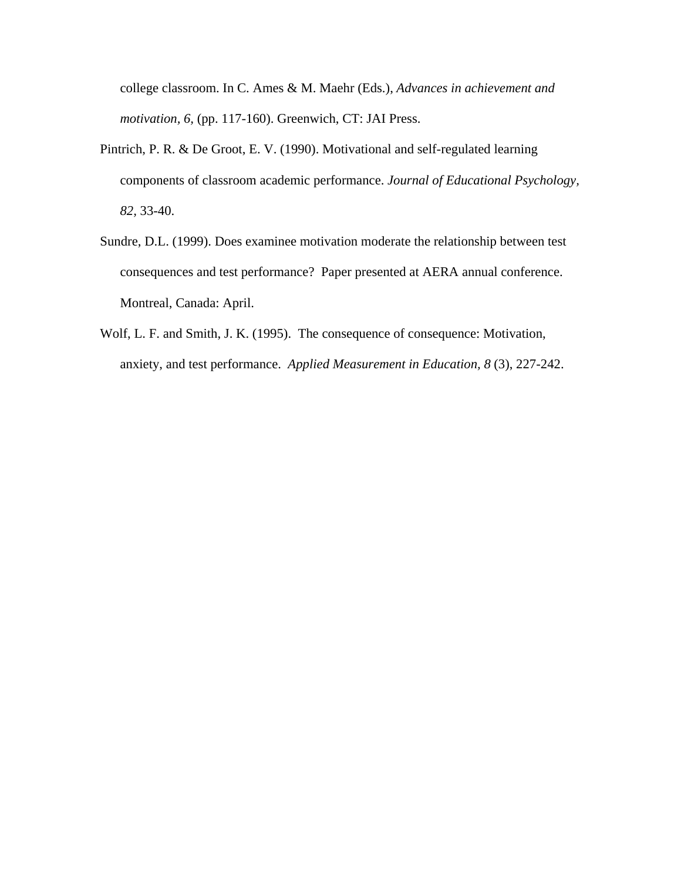college classroom. In C. Ames & M. Maehr (Eds.), *Advances in achievement and motivation, 6,* (pp. 117-160). Greenwich, CT: JAI Press.

Pintrich, P. R. & De Groot, E. V. (1990). Motivational and self-regulated learning components of classroom academic performance. *Journal of Educational Psychology, 82,* 33-40.

Sundre, D.L. (1999). Does examinee motivation moderate the relationship between test consequences and test performance?  Paper presented at AERA annual conference. Montreal, Canada: April.

Wolf, L. F. and Smith, J. K. (1995).  The consequence of consequence: Motivation, anxiety, and test performance.  *Applied Measurement in Education, 8* (3), 227-242.